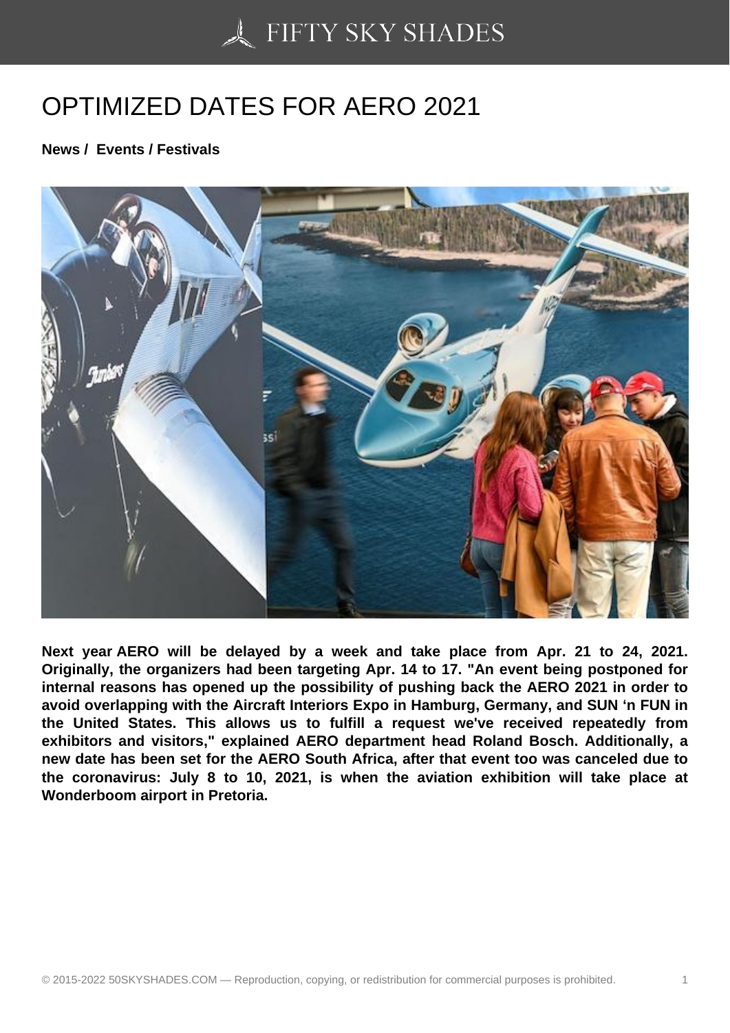# OPTIMIZED DATES FOR AERO 2021

**News / Events / Festivals**

**Next year AERO will be delayed by a week and take place from Apr. 21 to 24, 2021. Originally, the organizers had been targeting Apr. 14 to 17. "An event being postponed for internal reasons has opened up the possibility of pushing back the AERO 2021 in order to avoid overlapping with the Aircraft Interiors Expo in Hamburg, Germany, and SUN 'n FUN in the United States. This allows us to fulfill a request we've received repeatedly from exhibitors and visitors," explained AERO department head Roland Bosch. Additionally, a new date has been set for the AERO South Africa, after that event too was canceled due to the coronavirus: July 8 to 10, 2021, is when the aviation exhibition will take place at Wonderboom airport in Pretoria.**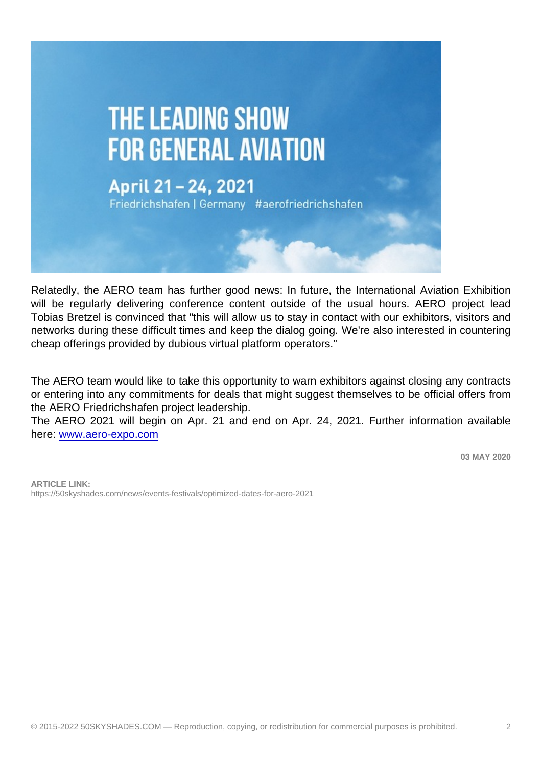Relatedly, the AERO team has further good news: In future, the International Aviation Exhibition will be regularly delivering conference content outside of the usual hours. AERO project lead Tobias Bretzel is convinced that "this will allow us to stay in contact with our exhibitors, visitors and networks during these difficult times and keep the dialog going. We're also interested in countering cheap offerings provided by dubious virtual platform operators."

The AERO team would like to take this opportunity to warn exhibitors against closing any contracts or entering into any commitments for deals that might suggest themselves to be official offers from the AERO Friedrichshafen project leadership.

The AERO 2021 will begin on Apr. 21 and end on Apr. 24, 2021. Further information available here: [www.aero-expo.com](http://www.aero-expo.com)

**03 MAY 2020**

**ARTICLE LINK:**
https://50skyshades.com/news/events-festivals/optimized-dates-for-aero-2021